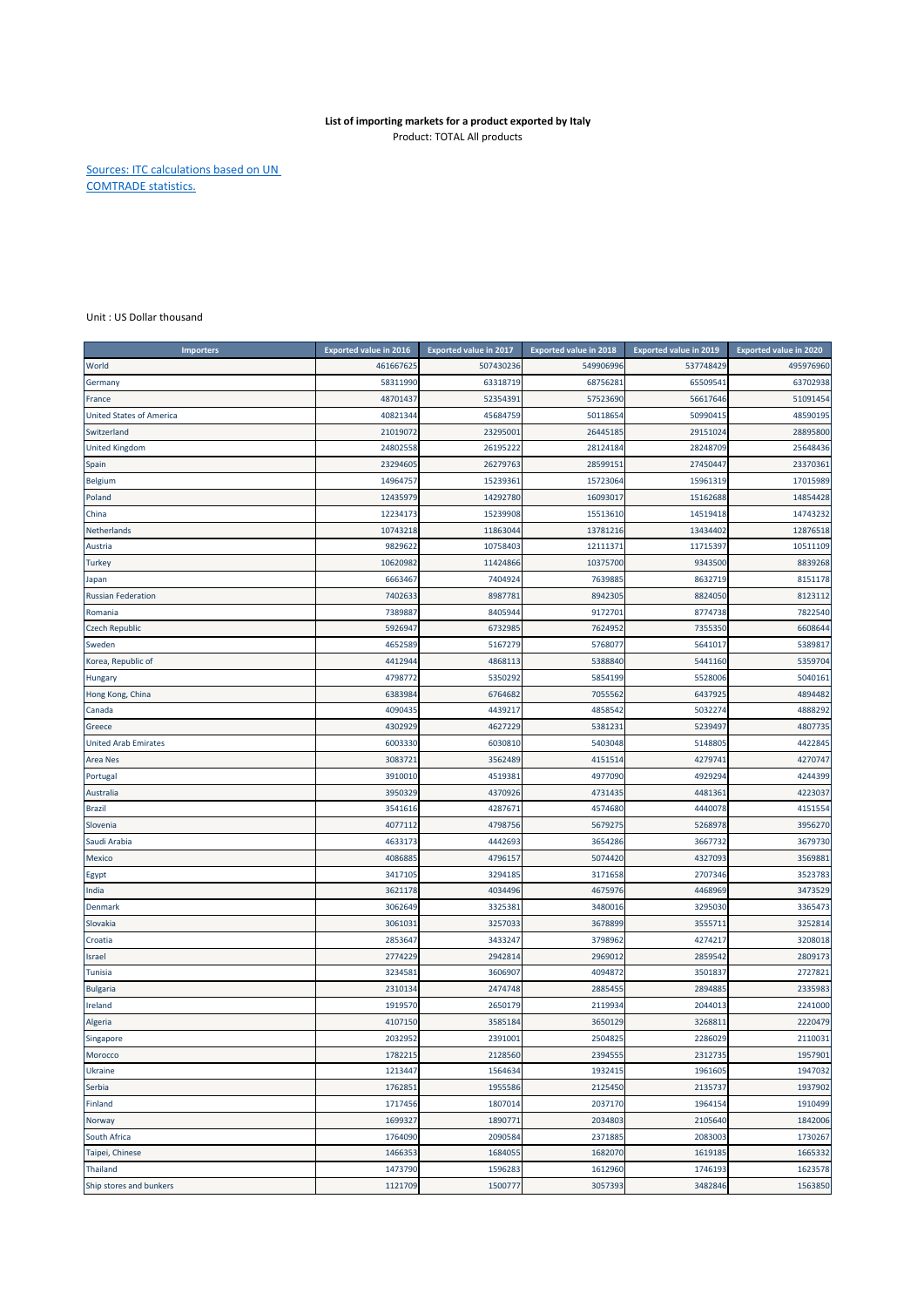**List of importing markets for a product exported by Italy**

Product: TOTAL All products

[Sources: ITC calculations based on UN COMTRADE statistics.]

Unit : US Dollar thousand

| Importers | Exported value in 2016 | Exported value in 2017 | Exported value in 2018 | Exported value in 2019 | Exported value in 2020 |
|---|---|---|---|---|---|
| World | 461667625 | 507430236 | 549906996 | 537748429 | 495976960 |
| Germany | 58311990 | 63318719 | 68756281 | 65509541 | 63702938 |
| France | 48701437 | 52354391 | 57523690 | 56617646 | 51091454 |
| United States of America | 40821344 | 45684759 | 50118654 | 50990415 | 48590195 |
| Switzerland | 21019072 | 23295001 | 26445185 | 29151024 | 28895800 |
| United Kingdom | 24802558 | 26195222 | 28124184 | 28248709 | 25648436 |
| Spain | 23294605 | 26279763 | 28599151 | 27450447 | 23370361 |
| Belgium | 14964757 | 15239361 | 15723064 | 15961319 | 17015989 |
| Poland | 12435979 | 14292780 | 16093017 | 15162688 | 14854428 |
| China | 12234173 | 15239908 | 15513610 | 14519418 | 14743232 |
| Netherlands | 10743218 | 11863044 | 13781216 | 13434402 | 12876518 |
| Austria | 9829622 | 10758403 | 12111371 | 11715397 | 10511109 |
| Turkey | 10620982 | 11424866 | 10375700 | 9343500 | 8839268 |
| Japan | 6663467 | 7404924 | 7639885 | 8632719 | 8151178 |
| Russian Federation | 7402633 | 8987781 | 8942305 | 8824050 | 8123112 |
| Romania | 7389887 | 8405944 | 9172701 | 8774738 | 7822540 |
| Czech Republic | 5926947 | 6732985 | 7624952 | 7355350 | 6608644 |
| Sweden | 4652589 | 5167279 | 5768077 | 5641017 | 5389817 |
| Korea, Republic of | 4412944 | 4868113 | 5388840 | 5441160 | 5359704 |
| Hungary | 4798772 | 5350292 | 5854199 | 5528006 | 5040161 |
| Hong Kong, China | 6383984 | 6764682 | 7055562 | 6437925 | 4894482 |
| Canada | 4090435 | 4439217 | 4858542 | 5032274 | 4888292 |
| Greece | 4302929 | 4627229 | 5381231 | 5239497 | 4807735 |
| United Arab Emirates | 6003330 | 6030810 | 5403048 | 5148805 | 4422845 |
| Area Nes | 3083721 | 3562489 | 4151514 | 4279741 | 4270747 |
| Portugal | 3910010 | 4519381 | 4977090 | 4929294 | 4244399 |
| Australia | 3950329 | 4370926 | 4731435 | 4481361 | 4223037 |
| Brazil | 3541616 | 4287671 | 4574680 | 4440078 | 4151554 |
| Slovenia | 4077112 | 4798756 | 5679275 | 5268978 | 3956270 |
| Saudi Arabia | 4633173 | 4442693 | 3654286 | 3667732 | 3679730 |
| Mexico | 4086885 | 4796157 | 5074420 | 4327093 | 3569881 |
| Egypt | 3417105 | 3294185 | 3171658 | 2707346 | 3523783 |
| India | 3621178 | 4034496 | 4675976 | 4468969 | 3473529 |
| Denmark | 3062649 | 3325381 | 3480016 | 3295030 | 3365473 |
| Slovakia | 3061031 | 3257033 | 3678899 | 3555711 | 3252814 |
| Croatia | 2853647 | 3433247 | 3798962 | 4274217 | 3208018 |
| Israel | 2774229 | 2942814 | 2969012 | 2859542 | 2809173 |
| Tunisia | 3234581 | 3606907 | 4094872 | 3501837 | 2727821 |
| Bulgaria | 2310134 | 2474748 | 2885455 | 2894885 | 2335983 |
| Ireland | 1919570 | 2650179 | 2119934 | 2044013 | 2241000 |
| Algeria | 4107150 | 3585184 | 3650129 | 3268811 | 2220479 |
| Singapore | 2032952 | 2391001 | 2504825 | 2286029 | 2110031 |
| Morocco | 1782215 | 2128560 | 2394555 | 2312735 | 1957901 |
| Ukraine | 1213447 | 1564634 | 1932415 | 1961605 | 1947032 |
| Serbia | 1762851 | 1955586 | 2125450 | 2135737 | 1937902 |
| Finland | 1717456 | 1807014 | 2037170 | 1964154 | 1910499 |
| Norway | 1699327 | 1890771 | 2034803 | 2105640 | 1842006 |
| South Africa | 1764090 | 2090584 | 2371885 | 2083003 | 1730267 |
| Taipei, Chinese | 1466353 | 1684055 | 1682070 | 1619185 | 1665332 |
| Thailand | 1473790 | 1596283 | 1612960 | 1746193 | 1623578 |
| Ship stores and bunkers | 1121709 | 1500777 | 3057393 | 3482846 | 1563850 |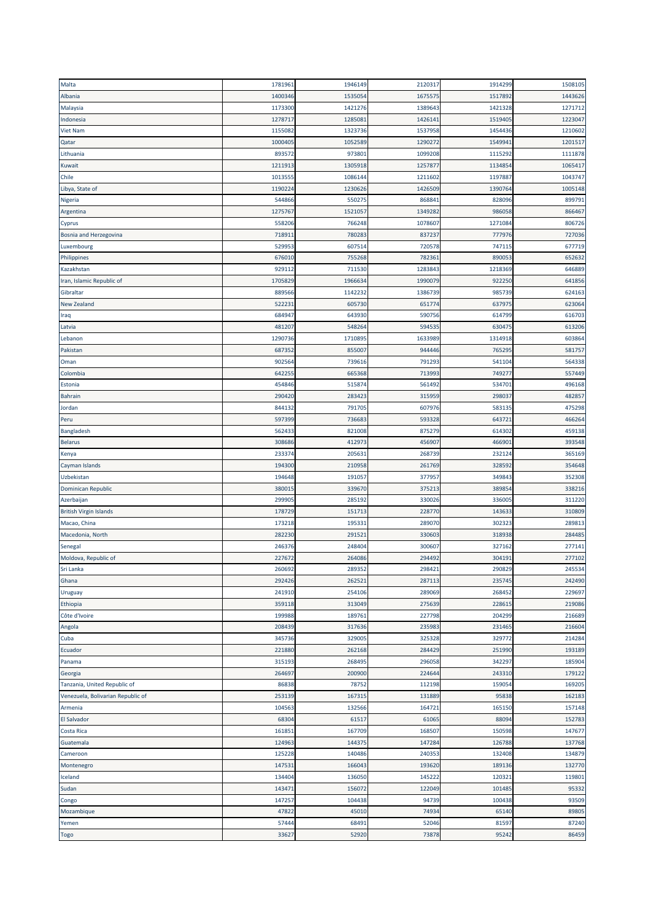| | | | | | |
|---|---|---|---|---|---|
| Malta | 1781961 | 1946149 | 2120317 | 1914299 | 1508105 |
| Albania | 1400346 | 1535054 | 1675575 | 1517892 | 1443626 |
| Malaysia | 1173300 | 1421276 | 1389643 | 1421328 | 1271712 |
| Indonesia | 1278717 | 1285081 | 1426141 | 1519405 | 1223047 |
| Viet Nam | 1155082 | 1323736 | 1537958 | 1454436 | 1210602 |
| Qatar | 1000405 | 1052589 | 1290272 | 1549941 | 1201517 |
| Lithuania | 893572 | 973801 | 1099208 | 1115292 | 1111878 |
| Kuwait | 1211913 | 1305918 | 1257877 | 1134854 | 1065417 |
| Chile | 1013555 | 1086144 | 1211602 | 1197887 | 1043747 |
| Libya, State of | 1190224 | 1230626 | 1426509 | 1390764 | 1005148 |
| Nigeria | 544866 | 550275 | 868841 | 828096 | 899791 |
| Argentina | 1275767 | 1521057 | 1349282 | 986058 | 866467 |
| Cyprus | 558206 | 766248 | 1078607 | 1271084 | 806726 |
| Bosnia and Herzegovina | 718911 | 780283 | 837237 | 777976 | 727036 |
| Luxembourg | 529953 | 607514 | 720578 | 747115 | 677719 |
| Philippines | 676010 | 755268 | 782361 | 890053 | 652632 |
| Kazakhstan | 929112 | 711530 | 1283843 | 1218369 | 646889 |
| Iran, Islamic Republic of | 1705829 | 1966634 | 1990079 | 922250 | 641856 |
| Gibraltar | 889566 | 1142232 | 1386739 | 985739 | 624163 |
| New Zealand | 522231 | 605730 | 651774 | 637975 | 623064 |
| Iraq | 684947 | 643930 | 590756 | 614799 | 616703 |
| Latvia | 481207 | 548264 | 594535 | 630475 | 613206 |
| Lebanon | 1290736 | 1710895 | 1633989 | 1314918 | 603864 |
| Pakistan | 687352 | 855007 | 944446 | 765295 | 581757 |
| Oman | 902564 | 739616 | 791293 | 541104 | 564338 |
| Colombia | 642255 | 665368 | 713993 | 749277 | 557449 |
| Estonia | 454846 | 515874 | 561492 | 534701 | 496168 |
| Bahrain | 290420 | 283423 | 315959 | 298037 | 482857 |
| Jordan | 844132 | 791705 | 607976 | 583135 | 475298 |
| Peru | 597399 | 736683 | 593328 | 643721 | 466264 |
| Bangladesh | 562433 | 821008 | 875279 | 614302 | 459138 |
| Belarus | 308686 | 412973 | 456907 | 466901 | 393548 |
| Kenya | 233374 | 205631 | 268739 | 232124 | 365169 |
| Cayman Islands | 194300 | 210958 | 261769 | 328592 | 354648 |
| Uzbekistan | 194648 | 191057 | 377957 | 349843 | 352308 |
| Dominican Republic | 380015 | 339670 | 375213 | 389854 | 338216 |
| Azerbaijan | 299905 | 285192 | 330026 | 336005 | 311220 |
| British Virgin Islands | 178729 | 151713 | 228770 | 143633 | 310809 |
| Macao, China | 173218 | 195331 | 289070 | 302323 | 289813 |
| Macedonia, North | 282230 | 291521 | 330603 | 318938 | 284485 |
| Senegal | 246376 | 248404 | 300607 | 327162 | 277141 |
| Moldova, Republic of | 227672 | 264086 | 294492 | 304191 | 277102 |
| Sri Lanka | 260692 | 289352 | 298421 | 290829 | 245534 |
| Ghana | 292426 | 262521 | 287113 | 235745 | 242490 |
| Uruguay | 241910 | 254106 | 289069 | 268452 | 229697 |
| Ethiopia | 359118 | 313049 | 275639 | 228615 | 219086 |
| Côte d'Ivoire | 199988 | 189761 | 227798 | 204299 | 216689 |
| Angola | 208439 | 317636 | 235983 | 231465 | 216604 |
| Cuba | 345736 | 329005 | 325328 | 329772 | 214284 |
| Ecuador | 221880 | 262168 | 284429 | 251990 | 193189 |
| Panama | 315193 | 268495 | 296058 | 342297 | 185904 |
| Georgia | 264697 | 200900 | 224644 | 243310 | 179122 |
| Tanzania, United Republic of | 86838 | 78752 | 112198 | 159054 | 169205 |
| Venezuela, Bolivarian Republic of | 253139 | 167315 | 131889 | 95838 | 162183 |
| Armenia | 104563 | 132566 | 164721 | 165150 | 157148 |
| El Salvador | 68304 | 61517 | 61065 | 88094 | 152783 |
| Costa Rica | 161851 | 167709 | 168507 | 150598 | 147677 |
| Guatemala | 124963 | 144375 | 147284 | 126788 | 137768 |
| Cameroon | 125228 | 140486 | 240353 | 132408 | 134879 |
| Montenegro | 147531 | 166043 | 193620 | 189136 | 132770 |
| Iceland | 134404 | 136050 | 145222 | 120321 | 119801 |
| Sudan | 143471 | 156072 | 122049 | 101485 | 95332 |
| Congo | 147257 | 104438 | 94739 | 100438 | 93509 |
| Mozambique | 47822 | 45010 | 74934 | 65140 | 89805 |
| Yemen | 57444 | 68491 | 52046 | 81597 | 87240 |
| Togo | 33627 | 52920 | 73878 | 95242 | 86459 |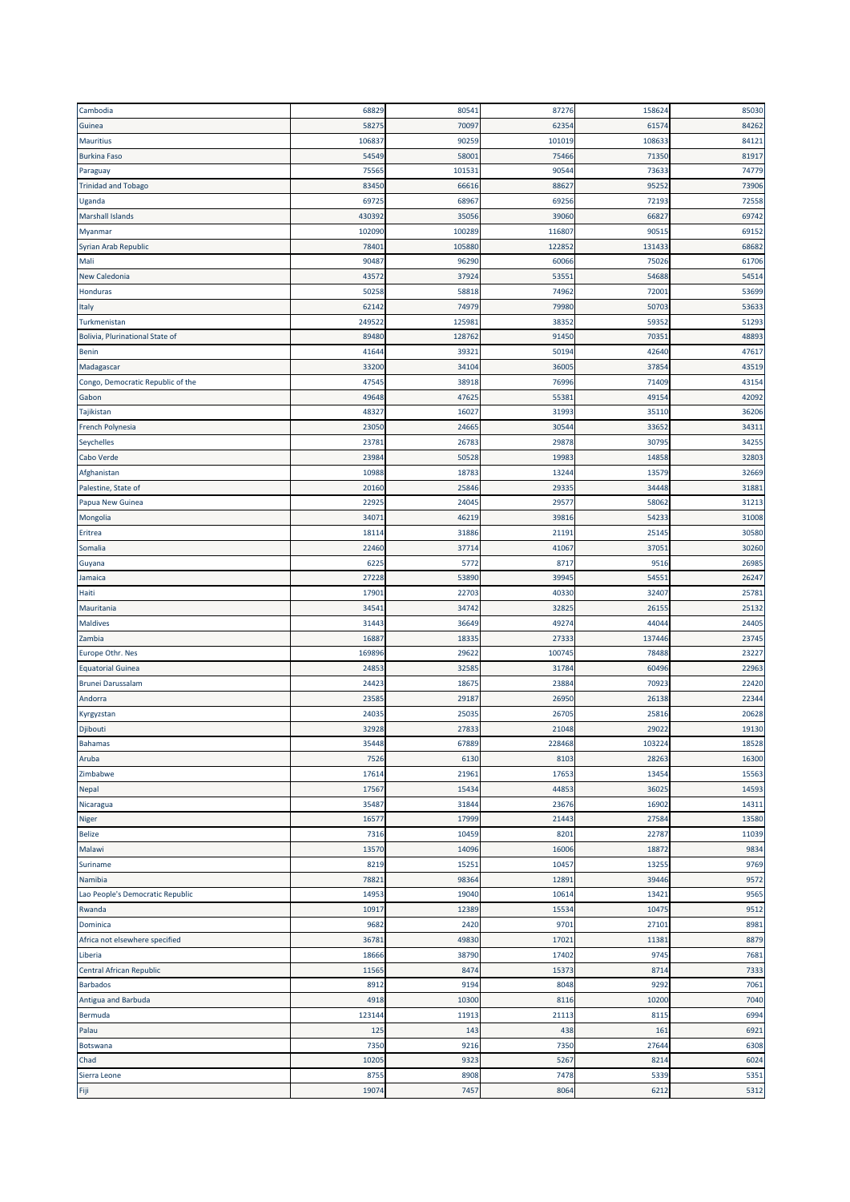| | | | | | |
|---|---|---|---|---|---|
| Cambodia | 68829 | 80541 | 87276 | 158624 | 85030 |
| Guinea | 58275 | 70097 | 62354 | 61574 | 84262 |
| Mauritius | 106837 | 90259 | 101019 | 108633 | 84121 |
| Burkina Faso | 54549 | 58001 | 75466 | 71350 | 81917 |
| Paraguay | 75565 | 101531 | 90544 | 73633 | 74779 |
| Trinidad and Tobago | 83450 | 66616 | 88627 | 95252 | 73906 |
| Uganda | 69725 | 68967 | 69256 | 72193 | 72558 |
| Marshall Islands | 430392 | 35056 | 39060 | 66827 | 69742 |
| Myanmar | 102090 | 100289 | 116807 | 90515 | 69152 |
| Syrian Arab Republic | 78401 | 105880 | 122852 | 131433 | 68682 |
| Mali | 90487 | 96290 | 60066 | 75026 | 61706 |
| New Caledonia | 43572 | 37924 | 53551 | 54688 | 54514 |
| Honduras | 50258 | 58818 | 74962 | 72001 | 53699 |
| Italy | 62142 | 74979 | 79980 | 50703 | 53633 |
| Turkmenistan | 249522 | 125981 | 38352 | 59352 | 51293 |
| Bolivia, Plurinational State of | 89480 | 128762 | 91450 | 70351 | 48893 |
| Benin | 41644 | 39321 | 50194 | 42640 | 47617 |
| Madagascar | 33200 | 34104 | 36005 | 37854 | 43519 |
| Congo, Democratic Republic of the | 47545 | 38918 | 76996 | 71409 | 43154 |
| Gabon | 49648 | 47625 | 55381 | 49154 | 42092 |
| Tajikistan | 48327 | 16027 | 31993 | 35110 | 36206 |
| French Polynesia | 23050 | 24665 | 30544 | 33652 | 34311 |
| Seychelles | 23781 | 26783 | 29878 | 30795 | 34255 |
| Cabo Verde | 23984 | 50528 | 19983 | 14858 | 32803 |
| Afghanistan | 10988 | 18783 | 13244 | 13579 | 32669 |
| Palestine, State of | 20160 | 25846 | 29335 | 34448 | 31881 |
| Papua New Guinea | 22925 | 24045 | 29577 | 58062 | 31213 |
| Mongolia | 34071 | 46219 | 39816 | 54233 | 31008 |
| Eritrea | 18114 | 31886 | 21191 | 25145 | 30580 |
| Somalia | 22460 | 37714 | 41067 | 37051 | 30260 |
| Guyana | 6225 | 5772 | 8717 | 9516 | 26985 |
| Jamaica | 27228 | 53890 | 39945 | 54551 | 26247 |
| Haiti | 17901 | 22703 | 40330 | 32407 | 25781 |
| Mauritania | 34541 | 34742 | 32825 | 26155 | 25132 |
| Maldives | 31443 | 36649 | 49274 | 44044 | 24405 |
| Zambia | 16887 | 18335 | 27333 | 137446 | 23745 |
| Europe Othr. Nes | 169896 | 29622 | 100745 | 78488 | 23227 |
| Equatorial Guinea | 24853 | 32585 | 31784 | 60496 | 22963 |
| Brunei Darussalam | 24423 | 18675 | 23884 | 70923 | 22420 |
| Andorra | 23585 | 29187 | 26950 | 26138 | 22344 |
| Kyrgyzstan | 24035 | 25035 | 26705 | 25816 | 20628 |
| Djibouti | 32928 | 27833 | 21048 | 29022 | 19130 |
| Bahamas | 35448 | 67889 | 228468 | 103224 | 18528 |
| Aruba | 7526 | 6130 | 8103 | 28263 | 16300 |
| Zimbabwe | 17614 | 21961 | 17653 | 13454 | 15563 |
| Nepal | 17567 | 15434 | 44853 | 36025 | 14593 |
| Nicaragua | 35487 | 31844 | 23676 | 16902 | 14311 |
| Niger | 16577 | 17999 | 21443 | 27584 | 13580 |
| Belize | 7316 | 10459 | 8201 | 22787 | 11039 |
| Malawi | 13570 | 14096 | 16006 | 18872 | 9834 |
| Suriname | 8219 | 15251 | 10457 | 13255 | 9769 |
| Namibia | 78821 | 98364 | 12891 | 39446 | 9572 |
| Lao People's Democratic Republic | 14953 | 19040 | 10614 | 13421 | 9565 |
| Rwanda | 10917 | 12389 | 15534 | 10475 | 9512 |
| Dominica | 9682 | 2420 | 9701 | 27101 | 8981 |
| Africa not elsewhere specified | 36781 | 49830 | 17021 | 11381 | 8879 |
| Liberia | 18666 | 38790 | 17402 | 9745 | 7681 |
| Central African Republic | 11565 | 8474 | 15373 | 8714 | 7333 |
| Barbados | 8912 | 9194 | 8048 | 9292 | 7061 |
| Antigua and Barbuda | 4918 | 10300 | 8116 | 10200 | 7040 |
| Bermuda | 123144 | 11913 | 21113 | 8115 | 6994 |
| Palau | 125 | 143 | 438 | 161 | 6921 |
| Botswana | 7350 | 9216 | 7350 | 27644 | 6308 |
| Chad | 10205 | 9323 | 5267 | 8214 | 6024 |
| Sierra Leone | 8755 | 8908 | 7478 | 5339 | 5351 |
| Fiji | 19074 | 7457 | 8064 | 6212 | 5312 |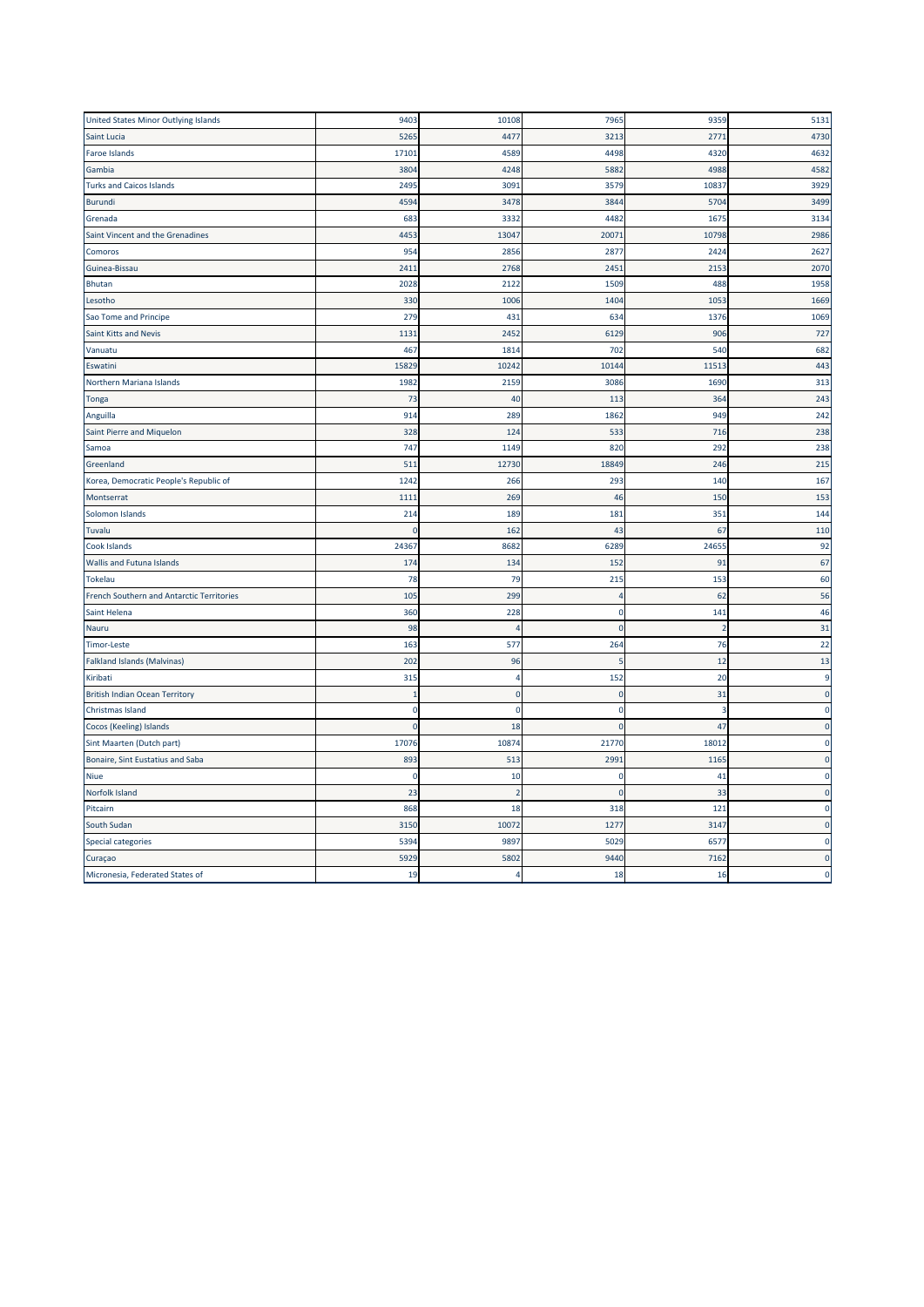| | | | | | |
|---|---|---|---|---|---|
| United States Minor Outlying Islands | 9403 | 10108 | 7965 | 9359 | 5131 |
| Saint Lucia | 5265 | 4477 | 3213 | 2771 | 4730 |
| Faroe Islands | 17101 | 4589 | 4498 | 4320 | 4632 |
| Gambia | 3804 | 4248 | 5882 | 4988 | 4582 |
| Turks and Caicos Islands | 2495 | 3091 | 3579 | 10837 | 3929 |
| Burundi | 4594 | 3478 | 3844 | 5704 | 3499 |
| Grenada | 683 | 3332 | 4482 | 1675 | 3134 |
| Saint Vincent and the Grenadines | 4453 | 13047 | 20071 | 10798 | 2986 |
| Comoros | 954 | 2856 | 2877 | 2424 | 2627 |
| Guinea-Bissau | 2411 | 2768 | 2451 | 2153 | 2070 |
| Bhutan | 2028 | 2122 | 1509 | 488 | 1958 |
| Lesotho | 330 | 1006 | 1404 | 1053 | 1669 |
| Sao Tome and Principe | 279 | 431 | 634 | 1376 | 1069 |
| Saint Kitts and Nevis | 1131 | 2452 | 6129 | 906 | 727 |
| Vanuatu | 467 | 1814 | 702 | 540 | 682 |
| Eswatini | 15829 | 10242 | 10144 | 11513 | 443 |
| Northern Mariana Islands | 1982 | 2159 | 3086 | 1690 | 313 |
| Tonga | 73 | 40 | 113 | 364 | 243 |
| Anguilla | 914 | 289 | 1862 | 949 | 242 |
| Saint Pierre and Miquelon | 328 | 124 | 533 | 716 | 238 |
| Samoa | 747 | 1149 | 820 | 292 | 238 |
| Greenland | 511 | 12730 | 18849 | 246 | 215 |
| Korea, Democratic People's Republic of | 1242 | 266 | 293 | 140 | 167 |
| Montserrat | 1111 | 269 | 46 | 150 | 153 |
| Solomon Islands | 214 | 189 | 181 | 351 | 144 |
| Tuvalu | 0 | 162 | 43 | 67 | 110 |
| Cook Islands | 24367 | 8682 | 6289 | 24655 | 92 |
| Wallis and Futuna Islands | 174 | 134 | 152 | 91 | 67 |
| Tokelau | 78 | 79 | 215 | 153 | 60 |
| French Southern and Antarctic Territories | 105 | 299 | 4 | 62 | 56 |
| Saint Helena | 360 | 228 | 0 | 141 | 46 |
| Nauru | 98 | 4 | 0 | 2 | 31 |
| Timor-Leste | 163 | 577 | 264 | 76 | 22 |
| Falkland Islands (Malvinas) | 202 | 96 | 5 | 12 | 13 |
| Kiribati | 315 | 4 | 152 | 20 | 9 |
| British Indian Ocean Territory | 1 | 0 | 0 | 31 | 0 |
| Christmas Island | 0 | 0 | 0 | 3 | 0 |
| Cocos (Keeling) Islands | 0 | 18 | 0 | 47 | 0 |
| Sint Maarten (Dutch part) | 17076 | 10874 | 21770 | 18012 | 0 |
| Bonaire, Sint Eustatius and Saba | 893 | 513 | 2991 | 1165 | 0 |
| Niue | 0 | 10 | 0 | 41 | 0 |
| Norfolk Island | 23 | 2 | 0 | 33 | 0 |
| Pitcairn | 868 | 18 | 318 | 121 | 0 |
| South Sudan | 3150 | 10072 | 1277 | 3147 | 0 |
| Special categories | 5394 | 9897 | 5029 | 6577 | 0 |
| Curaçao | 5929 | 5802 | 9440 | 7162 | 0 |
| Micronesia, Federated States of | 19 | 4 | 18 | 16 | 0 |